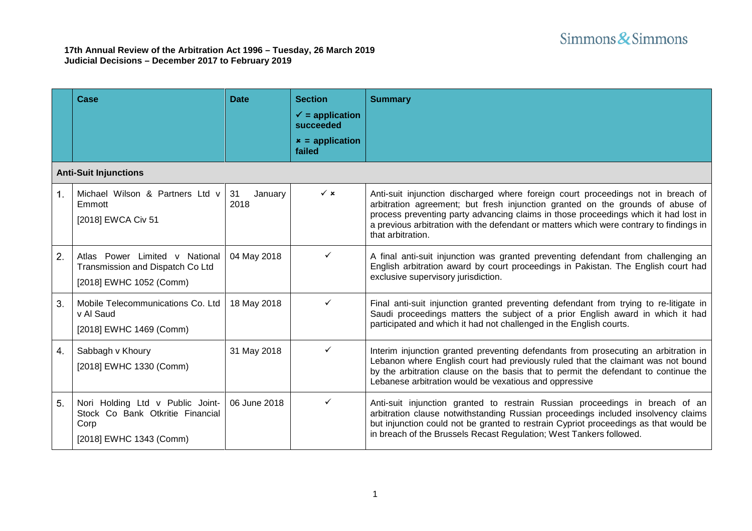Simmons & Simmons

**17th Annual Review of the Arbitration Act 1996 – Tuesday, 26 March 2019**
**Judicial Decisions – December 2017 to February 2019**

| | Case | Date | Section<br>✓ = application succeeded<br>× = application failed | Summary |
|---|---|---|---|---|
| **Anti-Suit Injunctions** | | | | |
| 1. | Michael Wilson & Partners Ltd v Emmott<br>[2018] EWCA Civ 51 | 31 January 2018 | ✓ × | Anti-suit injunction discharged where foreign court proceedings not in breach of arbitration agreement; but fresh injunction granted on the grounds of abuse of process preventing party advancing claims in those proceedings which it had lost in a previous arbitration with the defendant or matters which were contrary to findings in that arbitration. |
| 2. | Atlas Power Limited v National Transmission and Dispatch Co Ltd<br>[2018] EWHC 1052 (Comm) | 04 May 2018 | ✓ | A final anti-suit injunction was granted preventing defendant from challenging an English arbitration award by court proceedings in Pakistan. The English court had exclusive supervisory jurisdiction. |
| 3. | Mobile Telecommunications Co. Ltd v Al Saud<br>[2018] EWHC 1469 (Comm) | 18 May 2018 | ✓ | Final anti-suit injunction granted preventing defendant from trying to re-litigate in Saudi proceedings matters the subject of a prior English award in which it had participated and which it had not challenged in the English courts. |
| 4. | Sabbagh v Khoury<br>[2018] EWHC 1330 (Comm) | 31 May 2018 | ✓ | Interim injunction granted preventing defendants from prosecuting an arbitration in Lebanon where English court had previously ruled that the claimant was not bound by the arbitration clause on the basis that to permit the defendant to continue the Lebanese arbitration would be vexatious and oppressive |
| 5. | Nori Holding Ltd v Public Joint-Stock Co Bank Otkritie Financial Corp<br>[2018] EWHC 1343 (Comm) | 06 June 2018 | ✓ | Anti-suit injunction granted to restrain Russian proceedings in breach of an arbitration clause notwithstanding Russian proceedings included insolvency claims but injunction could not be granted to restrain Cypriot proceedings as that would be in breach of the Brussels Recast Regulation; West Tankers followed. |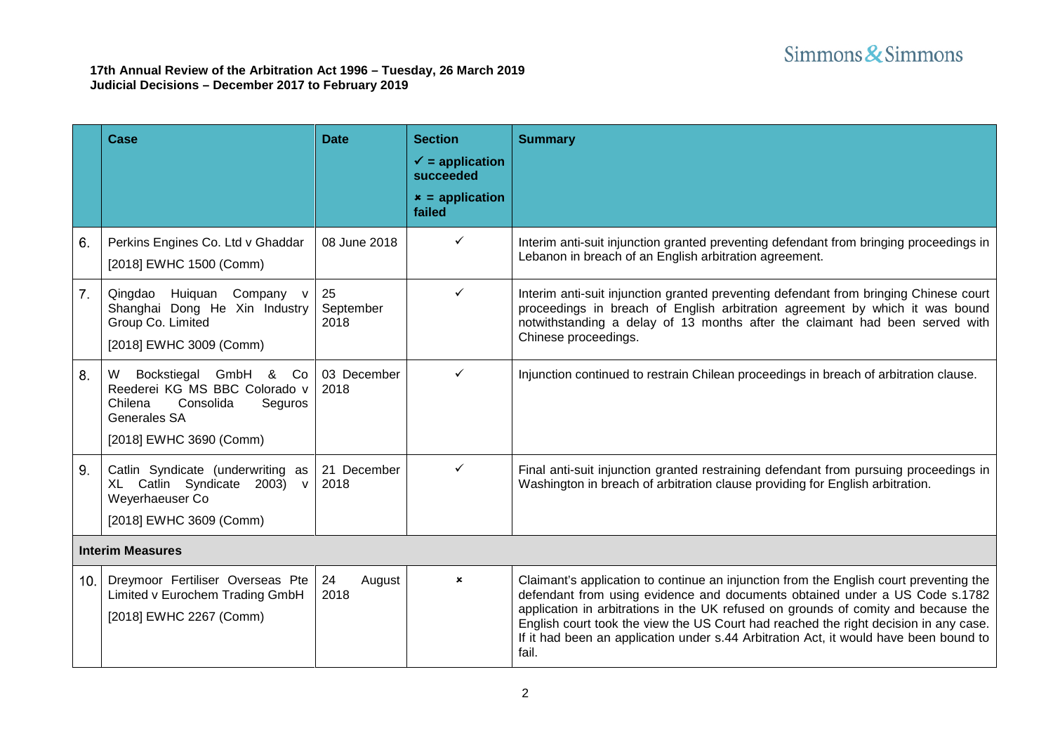**17th Annual Review of the Arbitration Act 1996 – Tuesday, 26 March 2019**
**Judicial Decisions – December 2017 to February 2019**

| | Case | Date | Section<br>✓ = application succeeded<br>× = application failed | Summary |
|---|---|---|---|---|
| 6. | Perkins Engines Co. Ltd v Ghaddar<br>[2018] EWHC 1500 (Comm) | 08 June 2018 | ✓ | Interim anti-suit injunction granted preventing defendant from bringing proceedings in Lebanon in breach of an English arbitration agreement. |
| 7. | Qingdao Huiquan Company v Shanghai Dong He Xin Industry Group Co. Limited<br>[2018] EWHC 3009 (Comm) | 25 September 2018 | ✓ | Interim anti-suit injunction granted preventing defendant from bringing Chinese court proceedings in breach of English arbitration agreement by which it was bound notwithstanding a delay of 13 months after the claimant had been served with Chinese proceedings. |
| 8. | W Bockstiegal GmbH & Co Reederei KG MS BBC Colorado v Chilena Consolida Seguros Generales SA<br>[2018] EWHC 3690 (Comm) | 03 December 2018 | ✓ | Injunction continued to restrain Chilean proceedings in breach of arbitration clause. |
| 9. | Catlin Syndicate (underwriting as XL Catlin Syndicate 2003) v Weyerhaeuser Co<br>[2018] EWHC 3609 (Comm) | 21 December 2018 | ✓ | Final anti-suit injunction granted restraining defendant from pursuing proceedings in Washington in breach of arbitration clause providing for English arbitration. |
| **Interim Measures** | | | | |
| 10. | Dreymoor Fertiliser Overseas Pte Limited v Eurochem Trading GmbH<br>[2018] EWHC 2267 (Comm) | 24 August 2018 | × | Claimant's application to continue an injunction from the English court preventing the defendant from using evidence and documents obtained under a US Code s.1782 application in arbitrations in the UK refused on grounds of comity and because the English court took the view the US Court had reached the right decision in any case. If it had been an application under s.44 Arbitration Act, it would have been bound to fail. |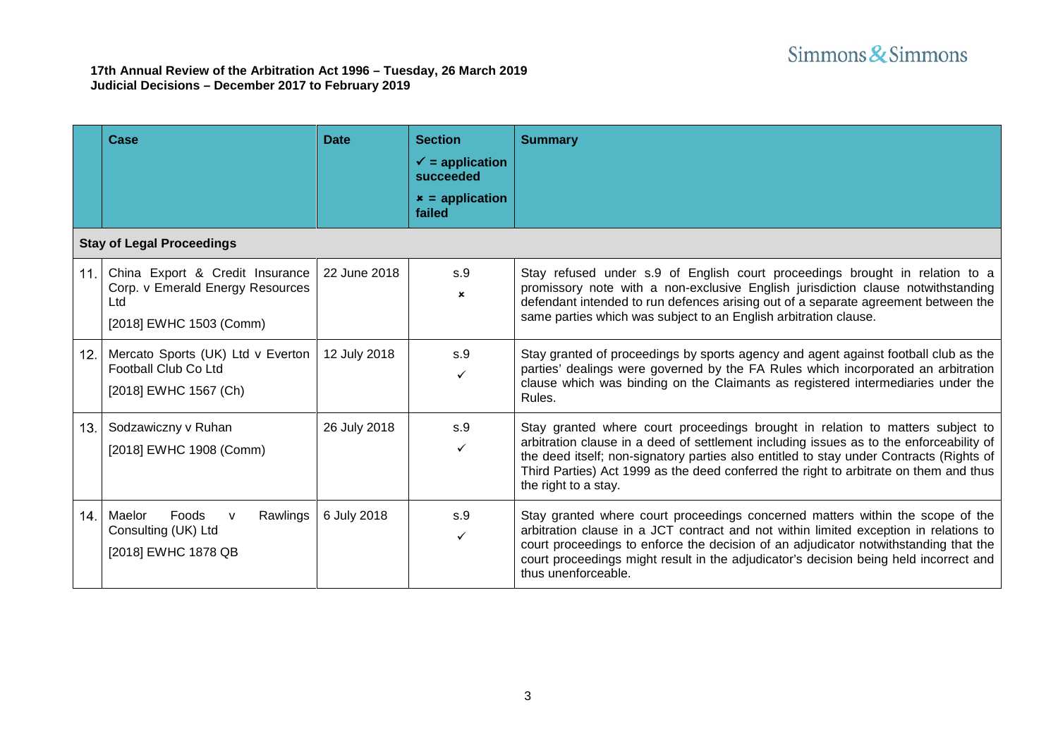**17th Annual Review of the Arbitration Act 1996 – Tuesday, 26 March 2019**
**Judicial Decisions – December 2017 to February 2019**

| | Case | Date | Section<br>✓ = application succeeded<br>✗ = application failed | Summary |
|---|---|---|---|---|
| **Stay of Legal Proceedings** | | | | |
| 11. | China Export & Credit Insurance Corp. v Emerald Energy Resources Ltd<br>[2018] EWHC 1503 (Comm) | 22 June 2018 | s.9<br>✗ | Stay refused under s.9 of English court proceedings brought in relation to a promissory note with a non-exclusive English jurisdiction clause notwithstanding defendant intended to run defences arising out of a separate agreement between the same parties which was subject to an English arbitration clause. |
| 12. | Mercato Sports (UK) Ltd v Everton Football Club Co Ltd<br>[2018] EWHC 1567 (Ch) | 12 July 2018 | s.9<br>✓ | Stay granted of proceedings by sports agency and agent against football club as the parties' dealings were governed by the FA Rules which incorporated an arbitration clause which was binding on the Claimants as registered intermediaries under the Rules. |
| 13. | Sodzawiczny v Ruhan<br>[2018] EWHC 1908 (Comm) | 26 July 2018 | s.9<br>✓ | Stay granted where court proceedings brought in relation to matters subject to arbitration clause in a deed of settlement including issues as to the enforceability of the deed itself; non-signatory parties also entitled to stay under Contracts (Rights of Third Parties) Act 1999 as the deed conferred the right to arbitrate on them and thus the right to a stay. |
| 14. | Maelor Foods v Rawlings Consulting (UK) Ltd<br>[2018] EWHC 1878 QB | 6 July 2018 | s.9<br>✓ | Stay granted where court proceedings concerned matters within the scope of the arbitration clause in a JCT contract and not within limited exception in relations to court proceedings to enforce the decision of an adjudicator notwithstanding that the court proceedings might result in the adjudicator's decision being held incorrect and thus unenforceable. |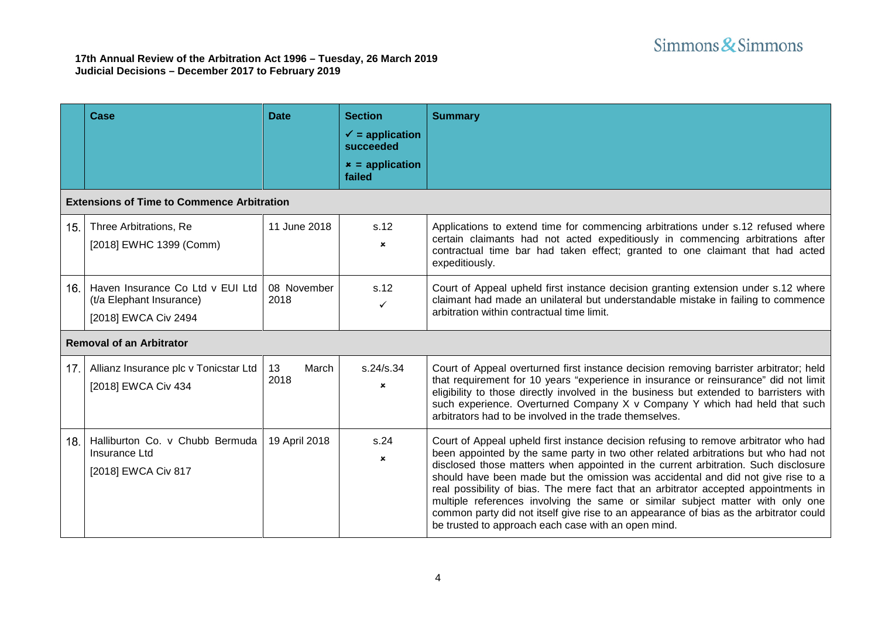**17th Annual Review of the Arbitration Act 1996 – Tuesday, 26 March 2019**
**Judicial Decisions – December 2017 to February 2019**

| | Case | Date | Section<br>✓ = application succeeded<br>✗ = application failed | Summary |
|---|---|---|---|---|
| **Extensions of Time to Commence Arbitration** | | | | |
| 15. | Three Arbitrations, Re<br>[2018] EWHC 1399 (Comm) | 11 June 2018 | s.12<br>✗ | Applications to extend time for commencing arbitrations under s.12 refused where certain claimants had not acted expeditiously in commencing arbitrations after contractual time bar had taken effect; granted to one claimant that had acted expeditiously. |
| 16. | Haven Insurance Co Ltd v EUI Ltd (t/a Elephant Insurance)<br>[2018] EWCA Civ 2494 | 08 November 2018 | s.12<br>✓ | Court of Appeal upheld first instance decision granting extension under s.12 where claimant had made an unilateral but understandable mistake in failing to commence arbitration within contractual time limit. |
| **Removal of an Arbitrator** | | | | |
| 17. | Allianz Insurance plc v Tonicstar Ltd<br>[2018] EWCA Civ 434 | 13 March 2018 | s.24/s.34<br>✗ | Court of Appeal overturned first instance decision removing barrister arbitrator; held that requirement for 10 years "experience in insurance or reinsurance" did not limit eligibility to those directly involved in the business but extended to barristers with such experience. Overturned Company X v Company Y which had held that such arbitrators had to be involved in the trade themselves. |
| 18. | Halliburton Co. v Chubb Bermuda Insurance Ltd<br>[2018] EWCA Civ 817 | 19 April 2018 | s.24<br>✗ | Court of Appeal upheld first instance decision refusing to remove arbitrator who had been appointed by the same party in two other related arbitrations but who had not disclosed those matters when appointed in the current arbitration. Such disclosure should have been made but the omission was accidental and did not give rise to a real possibility of bias. The mere fact that an arbitrator accepted appointments in multiple references involving the same or similar subject matter with only one common party did not itself give rise to an appearance of bias as the arbitrator could be trusted to approach each case with an open mind. |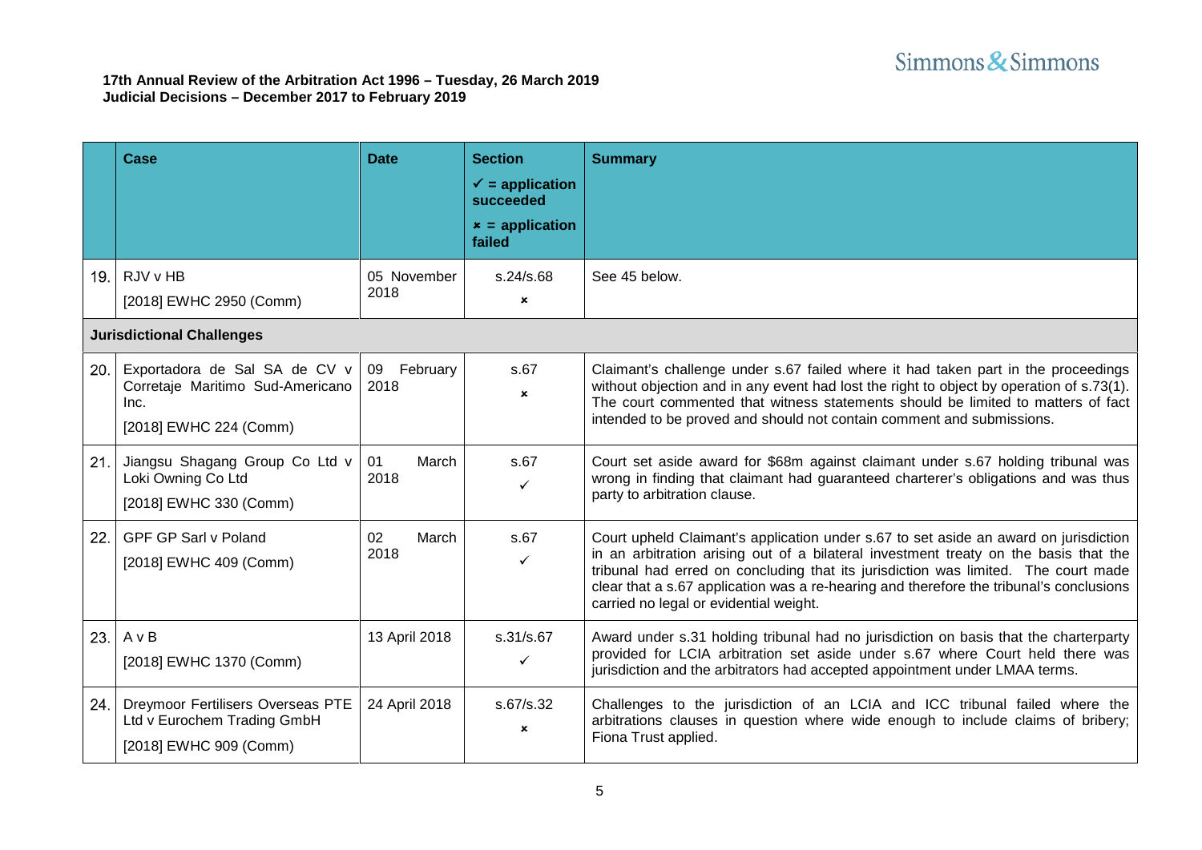**17th Annual Review of the Arbitration Act 1996 – Tuesday, 26 March 2019**
**Judicial Decisions – December 2017 to February 2019**

| | Case | Date | Section<br>✓ = application succeeded<br>✗ = application failed | Summary |
|---|---|---|---|---|
| 19. | RJV v HB<br>[2018] EWHC 2950 (Comm) | 05 November 2018 | s.24/s.68<br>✗ | See 45 below. |
| **Jurisdictional Challenges** | | | | |
| 20. | Exportadora de Sal SA de CV v Corretaje Maritimo Sud-Americano Inc.<br>[2018] EWHC 224 (Comm) | 09 February 2018 | s.67<br>✗ | Claimant's challenge under s.67 failed where it had taken part in the proceedings without objection and in any event had lost the right to object by operation of s.73(1). The court commented that witness statements should be limited to matters of fact intended to be proved and should not contain comment and submissions. |
| 21. | Jiangsu Shagang Group Co Ltd v Loki Owning Co Ltd<br>[2018] EWHC 330 (Comm) | 01 March 2018 | s.67<br>✓ | Court set aside award for \$68m against claimant under s.67 holding tribunal was wrong in finding that claimant had guaranteed charterer's obligations and was thus party to arbitration clause. |
| 22. | GPF GP Sarl v Poland<br>[2018] EWHC 409 (Comm) | 02 March 2018 | s.67<br>✓ | Court upheld Claimant's application under s.67 to set aside an award on jurisdiction in an arbitration arising out of a bilateral investment treaty on the basis that the tribunal had erred on concluding that its jurisdiction was limited. The court made clear that a s.67 application was a re-hearing and therefore the tribunal's conclusions carried no legal or evidential weight. |
| 23. | A v B<br>[2018] EWHC 1370 (Comm) | 13 April 2018 | s.31/s.67<br>✓ | Award under s.31 holding tribunal had no jurisdiction on basis that the charterparty provided for LCIA arbitration set aside under s.67 where Court held there was jurisdiction and the arbitrators had accepted appointment under LMAA terms. |
| 24. | Dreymoor Fertilisers Overseas PTE Ltd v Eurochem Trading GmbH<br>[2018] EWHC 909 (Comm) | 24 April 2018 | s.67/s.32<br>✗ | Challenges to the jurisdiction of an LCIA and ICC tribunal failed where the arbitrations clauses in question where wide enough to include claims of bribery; Fiona Trust applied. |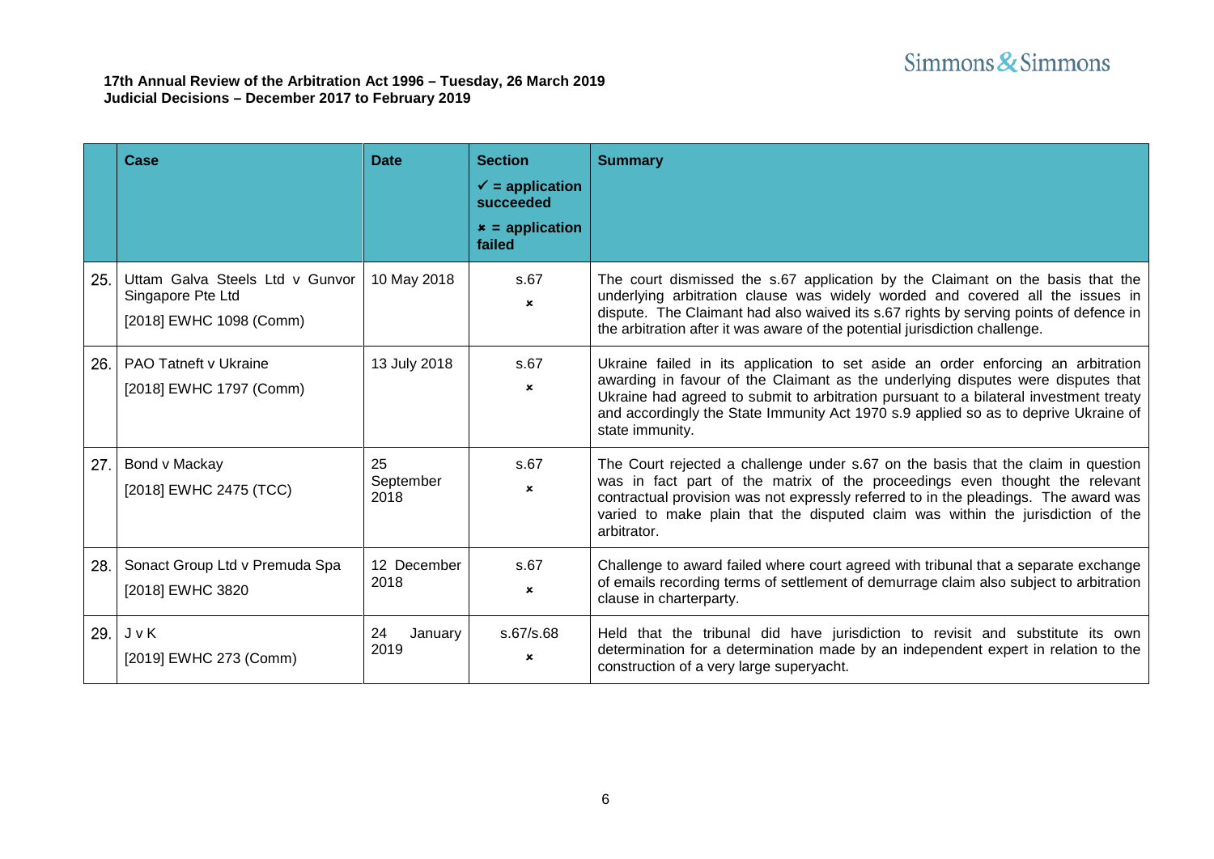**17th Annual Review of the Arbitration Act 1996 – Tuesday, 26 March 2019**
**Judicial Decisions – December 2017 to February 2019**

| | Case | Date | Section<br>✓ = application succeeded<br>✗ = application failed | Summary |
|---|---|---|---|---|
| 25. | Uttam Galva Steels Ltd v Gunvor Singapore Pte Ltd<br>[2018] EWHC 1098 (Comm) | 10 May 2018 | s.67<br>✗ | The court dismissed the s.67 application by the Claimant on the basis that the underlying arbitration clause was widely worded and covered all the issues in dispute. The Claimant had also waived its s.67 rights by serving points of defence in the arbitration after it was aware of the potential jurisdiction challenge. |
| 26. | PAO Tatneft v Ukraine<br>[2018] EWHC 1797 (Comm) | 13 July 2018 | s.67<br>✗ | Ukraine failed in its application to set aside an order enforcing an arbitration awarding in favour of the Claimant as the underlying disputes were disputes that Ukraine had agreed to submit to arbitration pursuant to a bilateral investment treaty and accordingly the State Immunity Act 1970 s.9 applied so as to deprive Ukraine of state immunity. |
| 27. | Bond v Mackay<br>[2018] EWHC 2475 (TCC) | 25 September 2018 | s.67<br>✗ | The Court rejected a challenge under s.67 on the basis that the claim in question was in fact part of the matrix of the proceedings even thought the relevant contractual provision was not expressly referred to in the pleadings. The award was varied to make plain that the disputed claim was within the jurisdiction of the arbitrator. |
| 28. | Sonact Group Ltd v Premuda Spa<br>[2018] EWHC 3820 | 12 December 2018 | s.67<br>✗ | Challenge to award failed where court agreed with tribunal that a separate exchange of emails recording terms of settlement of demurrage claim also subject to arbitration clause in charterparty. |
| 29. | J v K<br>[2019] EWHC 273 (Comm) | 24 January 2019 | s.67/s.68<br>✗ | Held that the tribunal did have jurisdiction to revisit and substitute its own determination for a determination made by an independent expert in relation to the construction of a very large superyacht. |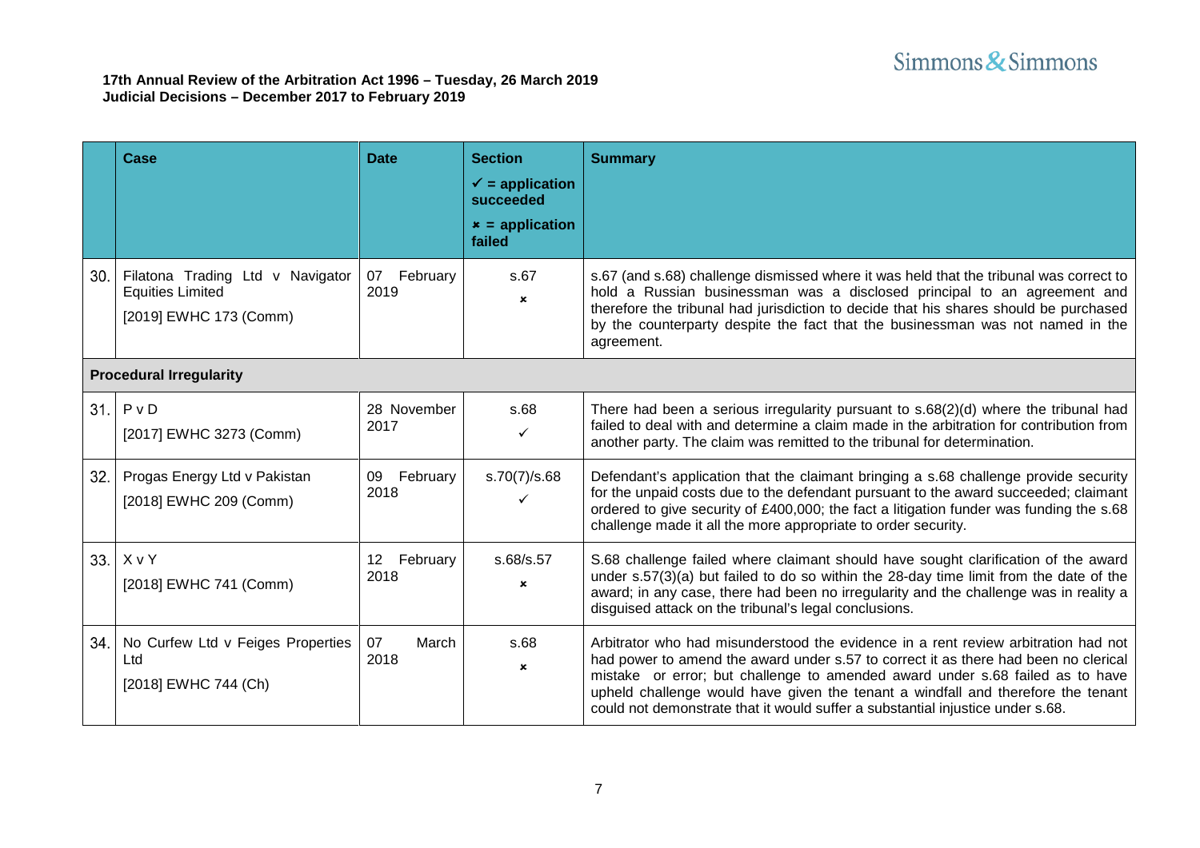**17th Annual Review of the Arbitration Act 1996 – Tuesday, 26 March 2019**
**Judicial Decisions – December 2017 to February 2019**

| | Case | Date | Section<br>✓ = application succeeded<br>✗ = application failed | Summary |
|---|---|---|---|---|
| 30. | Filatona Trading Ltd v Navigator Equities Limited<br>[2019] EWHC 173 (Comm) | 07 February 2019 | s.67<br>✗ | s.67 (and s.68) challenge dismissed where it was held that the tribunal was correct to hold a Russian businessman was a disclosed principal to an agreement and therefore the tribunal had jurisdiction to decide that his shares should be purchased by the counterparty despite the fact that the businessman was not named in the agreement. |
| **Procedural Irregularity** | | | | |
| 31. | P v D<br>[2017] EWHC 3273 (Comm) | 28 November 2017 | s.68<br>✓ | There had been a serious irregularity pursuant to s.68(2)(d) where the tribunal had failed to deal with and determine a claim made in the arbitration for contribution from another party. The claim was remitted to the tribunal for determination. |
| 32. | Progas Energy Ltd v Pakistan<br>[2018] EWHC 209 (Comm) | 09 February 2018 | s.70(7)/s.68<br>✓ | Defendant's application that the claimant bringing a s.68 challenge provide security for the unpaid costs due to the defendant pursuant to the award succeeded; claimant ordered to give security of £400,000; the fact a litigation funder was funding the s.68 challenge made it all the more appropriate to order security. |
| 33. | X v Y<br>[2018] EWHC 741 (Comm) | 12 February 2018 | s.68/s.57<br>✗ | S.68 challenge failed where claimant should have sought clarification of the award under s.57(3)(a) but failed to do so within the 28-day time limit from the date of the award; in any case, there had been no irregularity and the challenge was in reality a disguised attack on the tribunal's legal conclusions. |
| 34. | No Curfew Ltd v Feiges Properties Ltd<br>[2018] EWHC 744 (Ch) | 07 March 2018 | s.68<br>✗ | Arbitrator who had misunderstood the evidence in a rent review arbitration had not had power to amend the award under s.57 to correct it as there had been no clerical mistake or error; but challenge to amended award under s.68 failed as to have upheld challenge would have given the tenant a windfall and therefore the tenant could not demonstrate that it would suffer a substantial injustice under s.68. |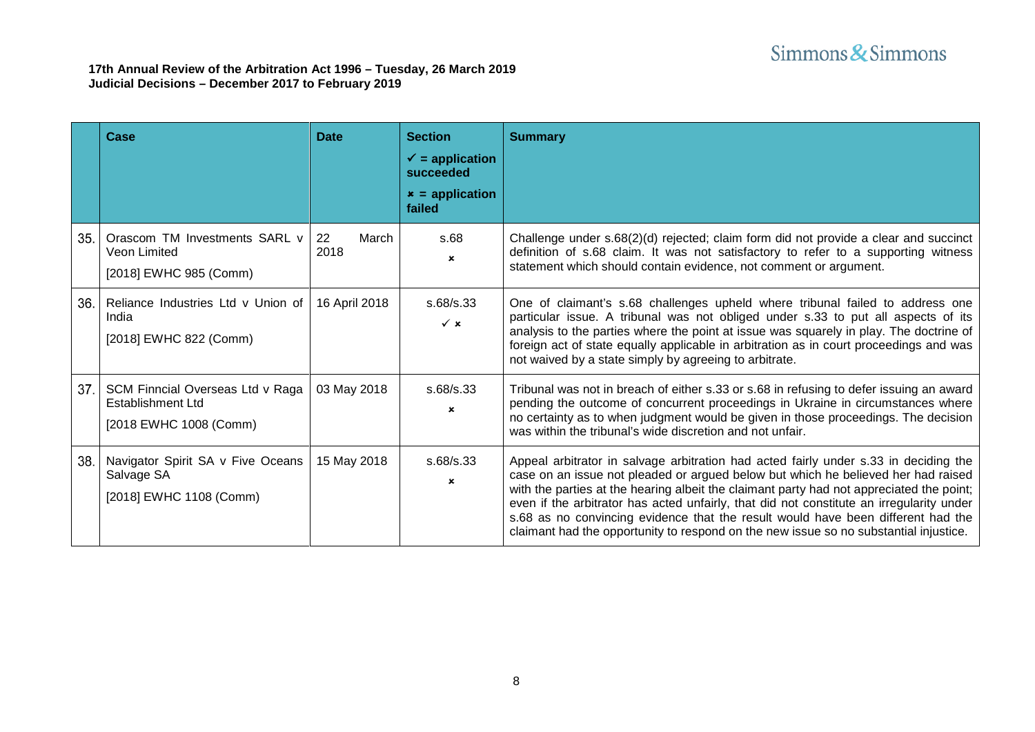**17th Annual Review of the Arbitration Act 1996 – Tuesday, 26 March 2019**
**Judicial Decisions – December 2017 to February 2019**

| | Case | Date | Section<br>✓ = application succeeded<br>× = application failed | Summary |
|---|---|---|---|---|
| 35. | Orascom TM Investments SARL v Veon Limited<br>[2018] EWHC 985 (Comm) | 22 March 2018 | s.68<br>× | Challenge under s.68(2)(d) rejected; claim form did not provide a clear and succinct definition of s.68 claim. It was not satisfactory to refer to a supporting witness statement which should contain evidence, not comment or argument. |
| 36. | Reliance Industries Ltd v Union of India<br>[2018] EWHC 822 (Comm) | 16 April 2018 | s.68/s.33<br>✓ × | One of claimant's s.68 challenges upheld where tribunal failed to address one particular issue. A tribunal was not obliged under s.33 to put all aspects of its analysis to the parties where the point at issue was squarely in play. The doctrine of foreign act of state equally applicable in arbitration as in court proceedings and was not waived by a state simply by agreeing to arbitrate. |
| 37. | SCM Finncial Overseas Ltd v Raga Establishment Ltd<br>[2018 EWHC 1008 (Comm) | 03 May 2018 | s.68/s.33<br>× | Tribunal was not in breach of either s.33 or s.68 in refusing to defer issuing an award pending the outcome of concurrent proceedings in Ukraine in circumstances where no certainty as to when judgment would be given in those proceedings. The decision was within the tribunal's wide discretion and not unfair. |
| 38. | Navigator Spirit SA v Five Oceans Salvage SA<br>[2018] EWHC 1108 (Comm) | 15 May 2018 | s.68/s.33<br>× | Appeal arbitrator in salvage arbitration had acted fairly under s.33 in deciding the case on an issue not pleaded or argued below but which he believed her had raised with the parties at the hearing albeit the claimant party had not appreciated the point; even if the arbitrator has acted unfairly, that did not constitute an irregularity under s.68 as no convincing evidence that the result would have been different had the claimant had the opportunity to respond on the new issue so no substantial injustice. |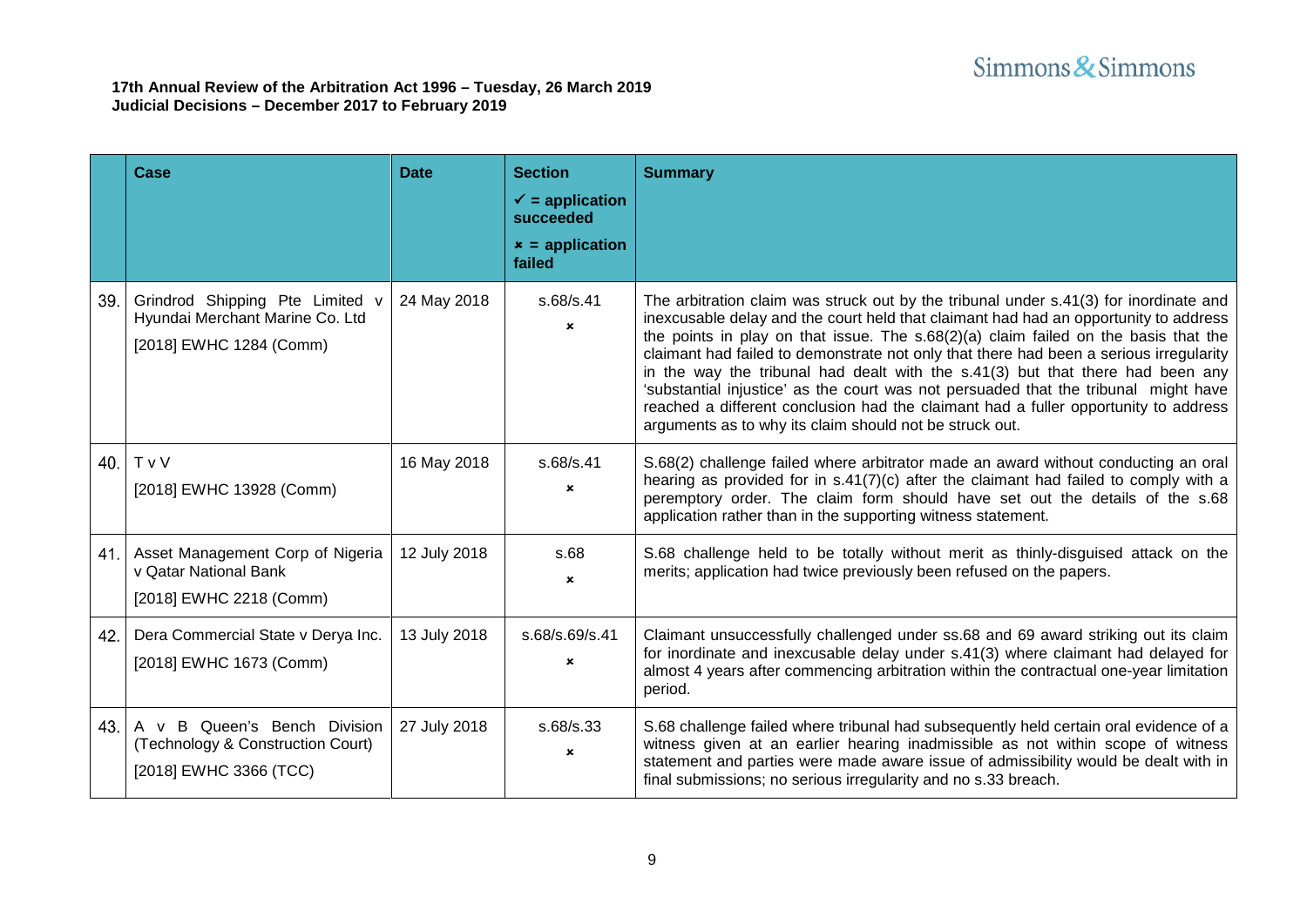**17th Annual Review of the Arbitration Act 1996 – Tuesday, 26 March 2019**
**Judicial Decisions – December 2017 to February 2019**

| | Case | Date | Section<br>✓ = application succeeded<br>× = application failed | Summary |
|---|---|---|---|---|
| 39. | Grindrod Shipping Pte Limited v Hyundai Merchant Marine Co. Ltd<br>[2018] EWHC 1284 (Comm) | 24 May 2018 | s.68/s.41<br>× | The arbitration claim was struck out by the tribunal under s.41(3) for inordinate and inexcusable delay and the court held that claimant had had an opportunity to address the points in play on that issue. The s.68(2)(a) claim failed on the basis that the claimant had failed to demonstrate not only that there had been a serious irregularity in the way the tribunal had dealt with the s.41(3) but that there had been any 'substantial injustice' as the court was not persuaded that the tribunal might have reached a different conclusion had the claimant had a fuller opportunity to address arguments as to why its claim should not be struck out. |
| 40. | T v V<br>[2018] EWHC 13928 (Comm) | 16 May 2018 | s.68/s.41<br>× | S.68(2) challenge failed where arbitrator made an award without conducting an oral hearing as provided for in s.41(7)(c) after the claimant had failed to comply with a peremptory order. The claim form should have set out the details of the s.68 application rather than in the supporting witness statement. |
| 41. | Asset Management Corp of Nigeria v Qatar National Bank<br>[2018] EWHC 2218 (Comm) | 12 July 2018 | s.68<br>× | S.68 challenge held to be totally without merit as thinly-disguised attack on the merits; application had twice previously been refused on the papers. |
| 42. | Dera Commercial State v Derya Inc.<br>[2018] EWHC 1673 (Comm) | 13 July 2018 | s.68/s.69/s.41<br>× | Claimant unsuccessfully challenged under ss.68 and 69 award striking out its claim for inordinate and inexcusable delay under s.41(3) where claimant had delayed for almost 4 years after commencing arbitration within the contractual one-year limitation period. |
| 43. | A v B Queen's Bench Division (Technology & Construction Court)<br>[2018] EWHC 3366 (TCC) | 27 July 2018 | s.68/s.33<br>× | S.68 challenge failed where tribunal had subsequently held certain oral evidence of a witness given at an earlier hearing inadmissible as not within scope of witness statement and parties were made aware issue of admissibility would be dealt with in final submissions; no serious irregularity and no s.33 breach. |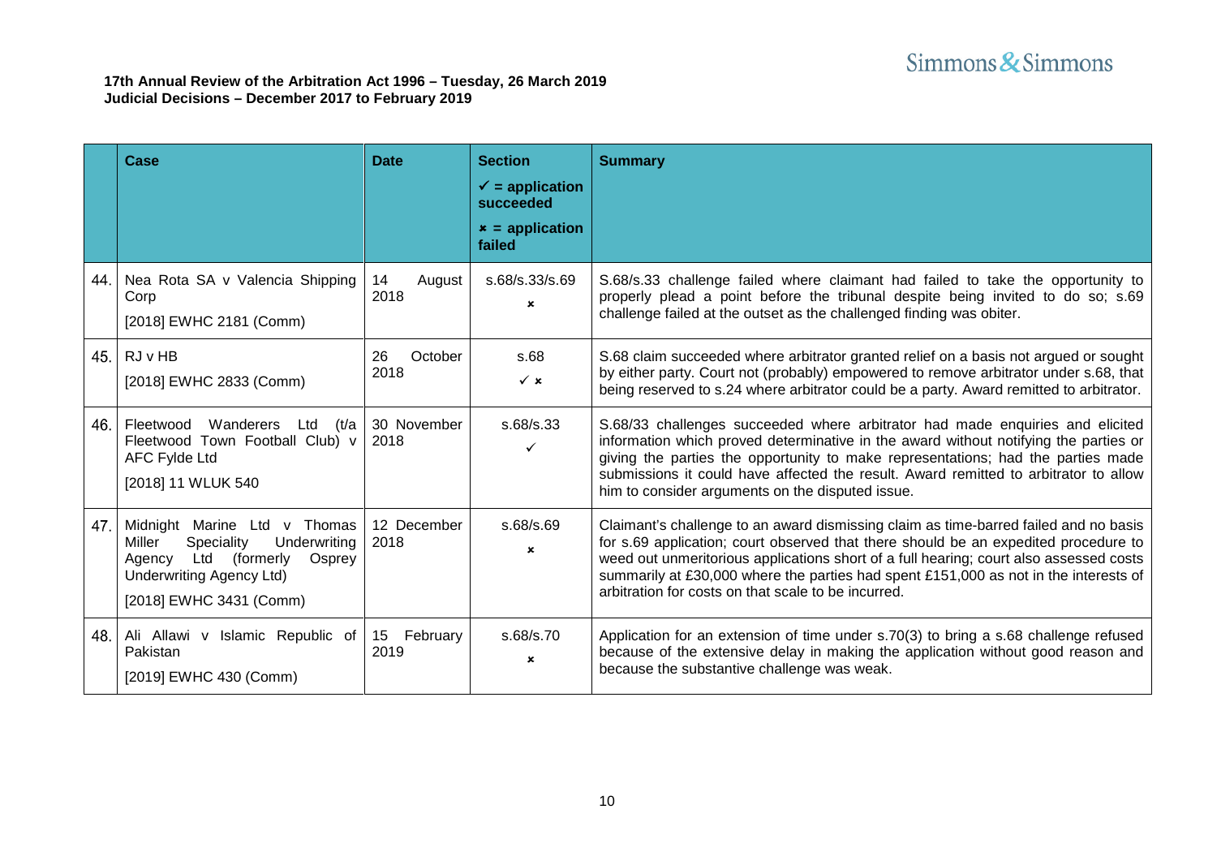**17th Annual Review of the Arbitration Act 1996 – Tuesday, 26 March 2019**
**Judicial Decisions – December 2017 to February 2019**

| | Case | Date | Section<br>✓ = application succeeded<br>✗ = application failed | Summary |
|---|---|---|---|---|
| 44. | Nea Rota SA v Valencia Shipping Corp<br>[2018] EWHC 2181 (Comm) | 14 August 2018 | s.68/s.33/s.69<br>✗ | S.68/s.33 challenge failed where claimant had failed to take the opportunity to properly plead a point before the tribunal despite being invited to do so; s.69 challenge failed at the outset as the challenged finding was obiter. |
| 45. | RJ v HB<br>[2018] EWHC 2833 (Comm) | 26 October 2018 | s.68<br>✓ ✗ | S.68 claim succeeded where arbitrator granted relief on a basis not argued or sought by either party. Court not (probably) empowered to remove arbitrator under s.68, that being reserved to s.24 where arbitrator could be a party. Award remitted to arbitrator. |
| 46. | Fleetwood Wanderers Ltd (t/a Fleetwood Town Football Club) v AFC Fylde Ltd<br>[2018] 11 WLUK 540 | 30 November 2018 | s.68/s.33<br>✓ | S.68/33 challenges succeeded where arbitrator had made enquiries and elicited information which proved determinative in the award without notifying the parties or giving the parties the opportunity to make representations; had the parties made submissions it could have affected the result. Award remitted to arbitrator to allow him to consider arguments on the disputed issue. |
| 47. | Midnight Marine Ltd v Thomas Miller Speciality Underwriting Agency Ltd (formerly Osprey Underwriting Agency Ltd)<br>[2018] EWHC 3431 (Comm) | 12 December 2018 | s.68/s.69<br>✗ | Claimant's challenge to an award dismissing claim as time-barred failed and no basis for s.69 application; court observed that there should be an expedited procedure to weed out unmeritorious applications short of a full hearing; court also assessed costs summarily at £30,000 where the parties had spent £151,000 as not in the interests of arbitration for costs on that scale to be incurred. |
| 48. | Ali Allawi v Islamic Republic of Pakistan<br>[2019] EWHC 430 (Comm) | 15 February 2019 | s.68/s.70<br>✗ | Application for an extension of time under s.70(3) to bring a s.68 challenge refused because of the extensive delay in making the application without good reason and because the substantive challenge was weak. |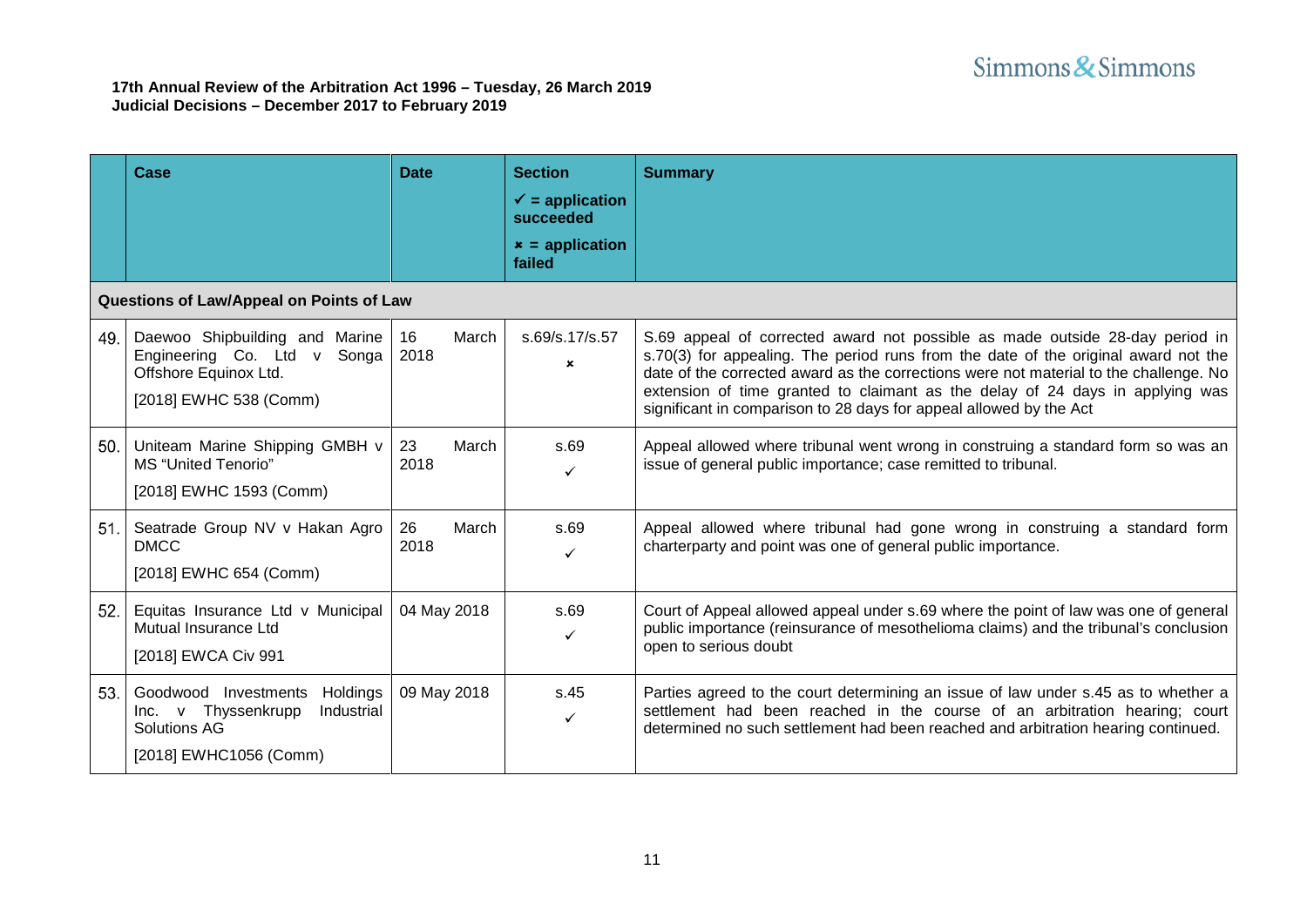**17th Annual Review of the Arbitration Act 1996 – Tuesday, 26 March 2019**
**Judicial Decisions – December 2017 to February 2019**

| | Case | Date | Section<br>✓ = application succeeded<br>✗ = application failed | Summary |
|---|---|---|---|---|
| **Questions of Law/Appeal on Points of Law** | | | | |
| 49. | Daewoo Shipbuilding and Marine Engineering Co. Ltd v Songa Offshore Equinox Ltd.<br>[2018] EWHC 538 (Comm) | 16 March 2018 | s.69/s.17/s.57<br>✗ | S.69 appeal of corrected award not possible as made outside 28-day period in s.70(3) for appealing. The period runs from the date of the original award not the date of the corrected award as the corrections were not material to the challenge. No extension of time granted to claimant as the delay of 24 days in applying was significant in comparison to 28 days for appeal allowed by the Act |
| 50. | Uniteam Marine Shipping GMBH v MS "United Tenorio"<br>[2018] EWHC 1593 (Comm) | 23 March 2018 | s.69<br>✓ | Appeal allowed where tribunal went wrong in construing a standard form so was an issue of general public importance; case remitted to tribunal. |
| 51. | Seatrade Group NV v Hakan Agro DMCC<br>[2018] EWHC 654 (Comm) | 26 March 2018 | s.69<br>✓ | Appeal allowed where tribunal had gone wrong in construing a standard form charterparty and point was one of general public importance. |
| 52. | Equitas Insurance Ltd v Municipal Mutual Insurance Ltd<br>[2018] EWCA Civ 991 | 04 May 2018 | s.69<br>✓ | Court of Appeal allowed appeal under s.69 where the point of law was one of general public importance (reinsurance of mesothelioma claims) and the tribunal's conclusion open to serious doubt |
| 53. | Goodwood Investments Holdings Inc. v Thyssenkrupp Industrial Solutions AG<br>[2018] EWHC1056 (Comm) | 09 May 2018 | s.45<br>✓ | Parties agreed to the court determining an issue of law under s.45 as to whether a settlement had been reached in the course of an arbitration hearing; court determined no such settlement had been reached and arbitration hearing continued. |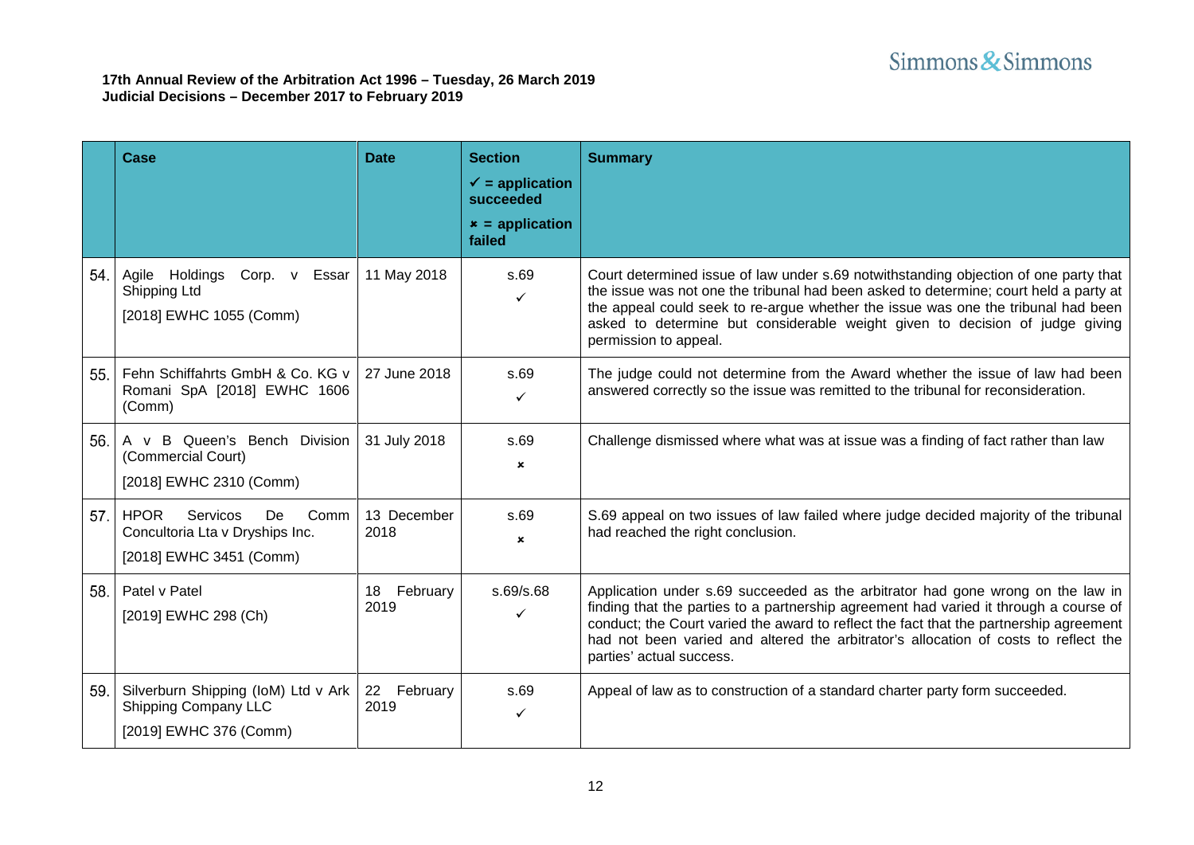**17th Annual Review of the Arbitration Act 1996 – Tuesday, 26 March 2019**
**Judicial Decisions – December 2017 to February 2019**

| | Case | Date | Section<br>✓ = application succeeded<br>× = application failed | Summary |
|---|---|---|---|---|
| 54. | Agile Holdings Corp. v Essar Shipping Ltd<br>[2018] EWHC 1055 (Comm) | 11 May 2018 | s.69<br>✓ | Court determined issue of law under s.69 notwithstanding objection of one party that the issue was not one the tribunal had been asked to determine; court held a party at the appeal could seek to re-argue whether the issue was one the tribunal had been asked to determine but considerable weight given to decision of judge giving permission to appeal. |
| 55. | Fehn Schiffahrts GmbH & Co. KG v Romani SpA [2018] EWHC 1606 (Comm) | 27 June 2018 | s.69<br>✓ | The judge could not determine from the Award whether the issue of law had been answered correctly so the issue was remitted to the tribunal for reconsideration. |
| 56. | A v B Queen's Bench Division (Commercial Court)<br>[2018] EWHC 2310 (Comm) | 31 July 2018 | s.69<br>× | Challenge dismissed where what was at issue was a finding of fact rather than law |
| 57. | HPOR Servicos De Comm Concultoria Lta v Dryships Inc.<br>[2018] EWHC 3451 (Comm) | 13 December 2018 | s.69<br>× | S.69 appeal on two issues of law failed where judge decided majority of the tribunal had reached the right conclusion. |
| 58. | Patel v Patel<br>[2019] EWHC 298 (Ch) | 18 February 2019 | s.69/s.68<br>✓ | Application under s.69 succeeded as the arbitrator had gone wrong on the law in finding that the parties to a partnership agreement had varied it through a course of conduct; the Court varied the award to reflect the fact that the partnership agreement had not been varied and altered the arbitrator's allocation of costs to reflect the parties' actual success. |
| 59. | Silverburn Shipping (IoM) Ltd v Ark Shipping Company LLC<br>[2019] EWHC 376 (Comm) | 22 February 2019 | s.69<br>✓ | Appeal of law as to construction of a standard charter party form succeeded. |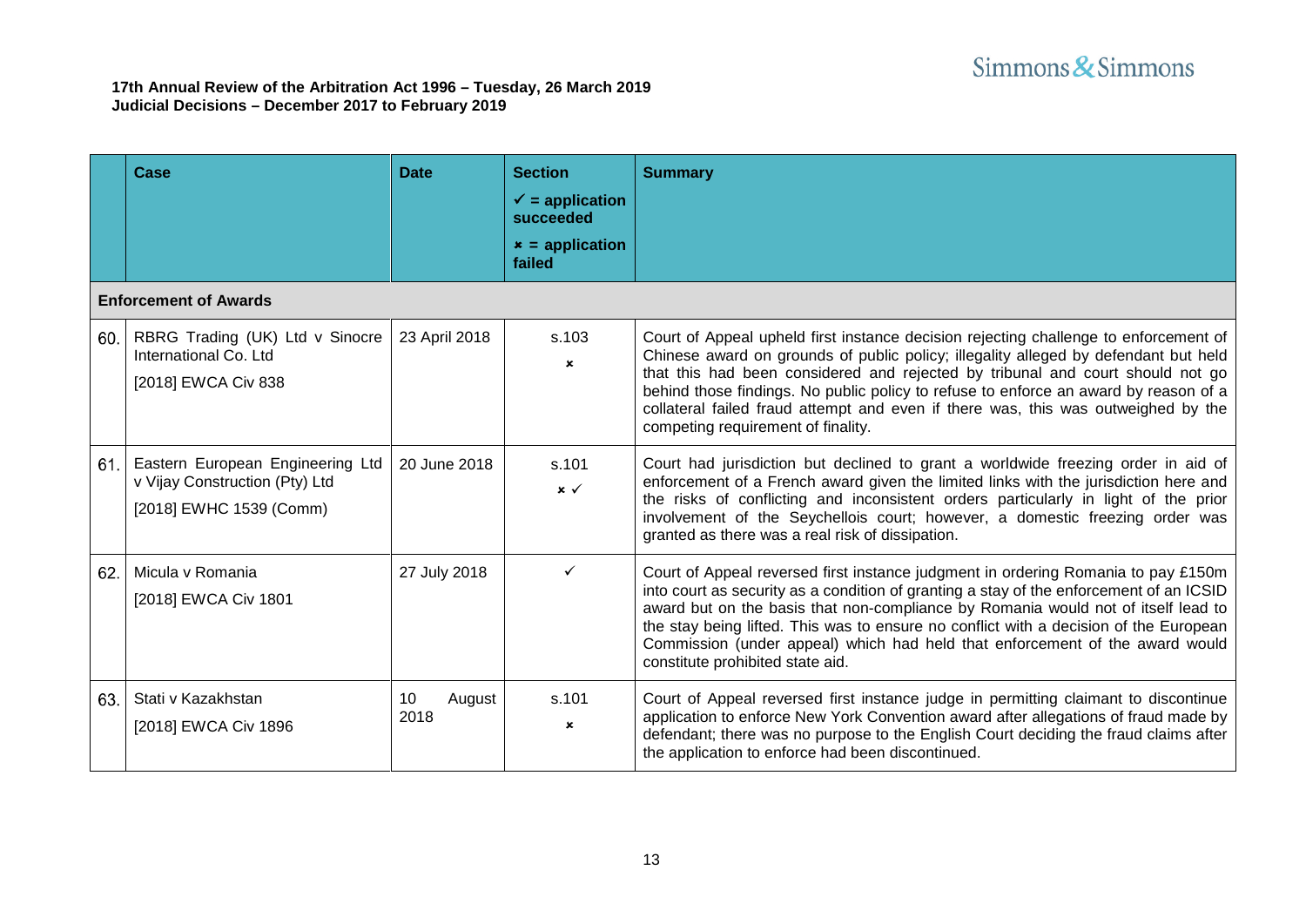**17th Annual Review of the Arbitration Act 1996 – Tuesday, 26 March 2019**
**Judicial Decisions – December 2017 to February 2019**

| | Case | Date | Section<br>✓ = application succeeded<br>× = application failed | Summary |
|---|---|---|---|---|
| **Enforcement of Awards** | | | | |
| 60. | RBRG Trading (UK) Ltd v Sinocre International Co. Ltd<br>[2018] EWCA Civ 838 | 23 April 2018 | s.103<br>× | Court of Appeal upheld first instance decision rejecting challenge to enforcement of Chinese award on grounds of public policy; illegality alleged by defendant but held that this had been considered and rejected by tribunal and court should not go behind those findings. No public policy to refuse to enforce an award by reason of a collateral failed fraud attempt and even if there was, this was outweighed by the competing requirement of finality. |
| 61. | Eastern European Engineering Ltd v Vijay Construction (Pty) Ltd<br>[2018] EWHC 1539 (Comm) | 20 June 2018 | s.101<br>× ✓ | Court had jurisdiction but declined to grant a worldwide freezing order in aid of enforcement of a French award given the limited links with the jurisdiction here and the risks of conflicting and inconsistent orders particularly in light of the prior involvement of the Seychellois court; however, a domestic freezing order was granted as there was a real risk of dissipation. |
| 62. | Micula v Romania<br>[2018] EWCA Civ 1801 | 27 July 2018 | ✓ | Court of Appeal reversed first instance judgment in ordering Romania to pay £150m into court as security as a condition of granting a stay of the enforcement of an ICSID award but on the basis that non-compliance by Romania would not of itself lead to the stay being lifted. This was to ensure no conflict with a decision of the European Commission (under appeal) which had held that enforcement of the award would constitute prohibited state aid. |
| 63. | Stati v Kazakhstan<br>[2018] EWCA Civ 1896 | 10 August 2018 | s.101<br>× | Court of Appeal reversed first instance judge in permitting claimant to discontinue application to enforce New York Convention award after allegations of fraud made by defendant; there was no purpose to the English Court deciding the fraud claims after the application to enforce had been discontinued. |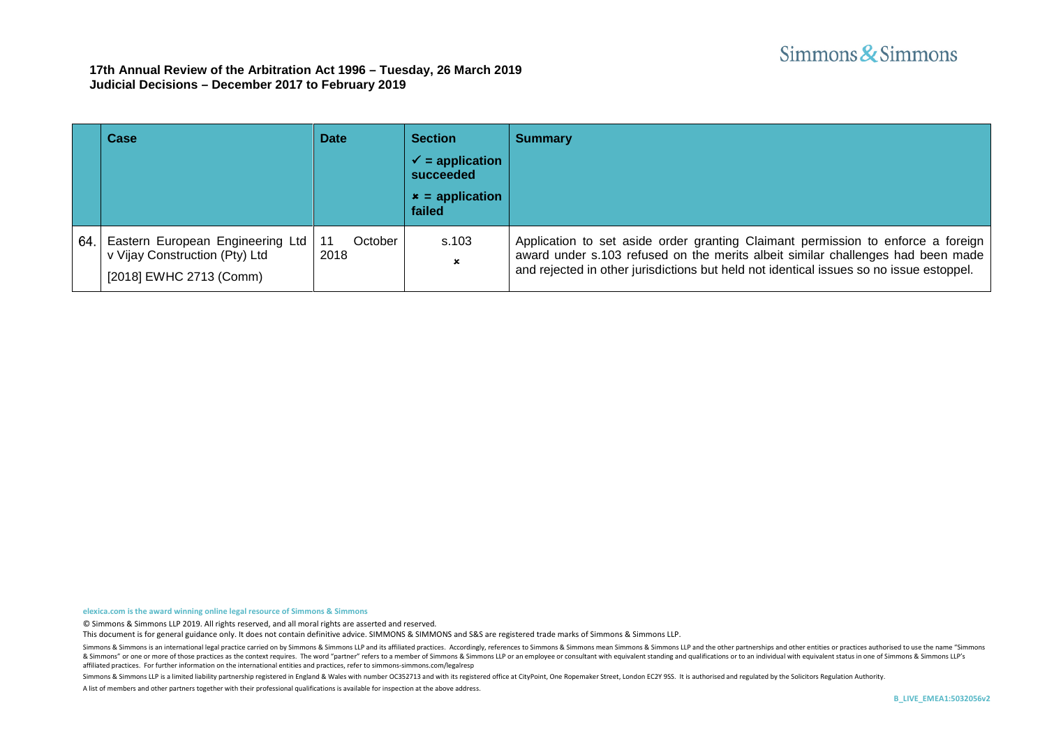**17th Annual Review of the Arbitration Act 1996 – Tuesday, 26 March 2019**
**Judicial Decisions – December 2017 to February 2019**

| | Case | Date | Section<br>✓ = application succeeded<br>× = application failed | Summary |
|---|---|---|---|---|
| 64. | Eastern European Engineering Ltd v Vijay Construction (Pty) Ltd<br>[2018] EWHC 2713 (Comm) | 11 October 2018 | s.103<br>× | Application to set aside order granting Claimant permission to enforce a foreign award under s.103 refused on the merits albeit similar challenges had been made and rejected in other jurisdictions but held not identical issues so no issue estoppel. |

**elexica.com is the award winning online legal resource of Simmons & Simmons**

© Simmons & Simmons LLP 2019. All rights reserved, and all moral rights are asserted and reserved.

This document is for general guidance only. It does not contain definitive advice. SIMMONS & SIMMONS and S&S are registered trade marks of Simmons & Simmons LLP.

Simmons & Simmons is an international legal practice carried on by Simmons & Simmons LLP and its affiliated practices. Accordingly, references to Simmons & Simmons mean Simmons & Simmons LLP and the other partnerships and other entities or practices authorised to use the name "Simmons & Simmons" or one or more of those practices as the context requires. The word "partner" refers to a member of Simmons & Simmons LLP or an employee or consultant with equivalent standing and qualifications or to an individual with equivalent status in one of Simmons & Simmons LLP's affiliated practices. For further information on the international entities and practices, refer to simmons-simmons.com/legalresp

Simmons & Simmons LLP is a limited liability partnership registered in England & Wales with number OC352713 and with its registered office at CityPoint, One Ropemaker Street, London EC2Y 9SS. It is authorised and regulated by the Solicitors Regulation Authority.

A list of members and other partners together with their professional qualifications is available for inspection at the above address.

B_LIVE_EMEA1:5032056v2